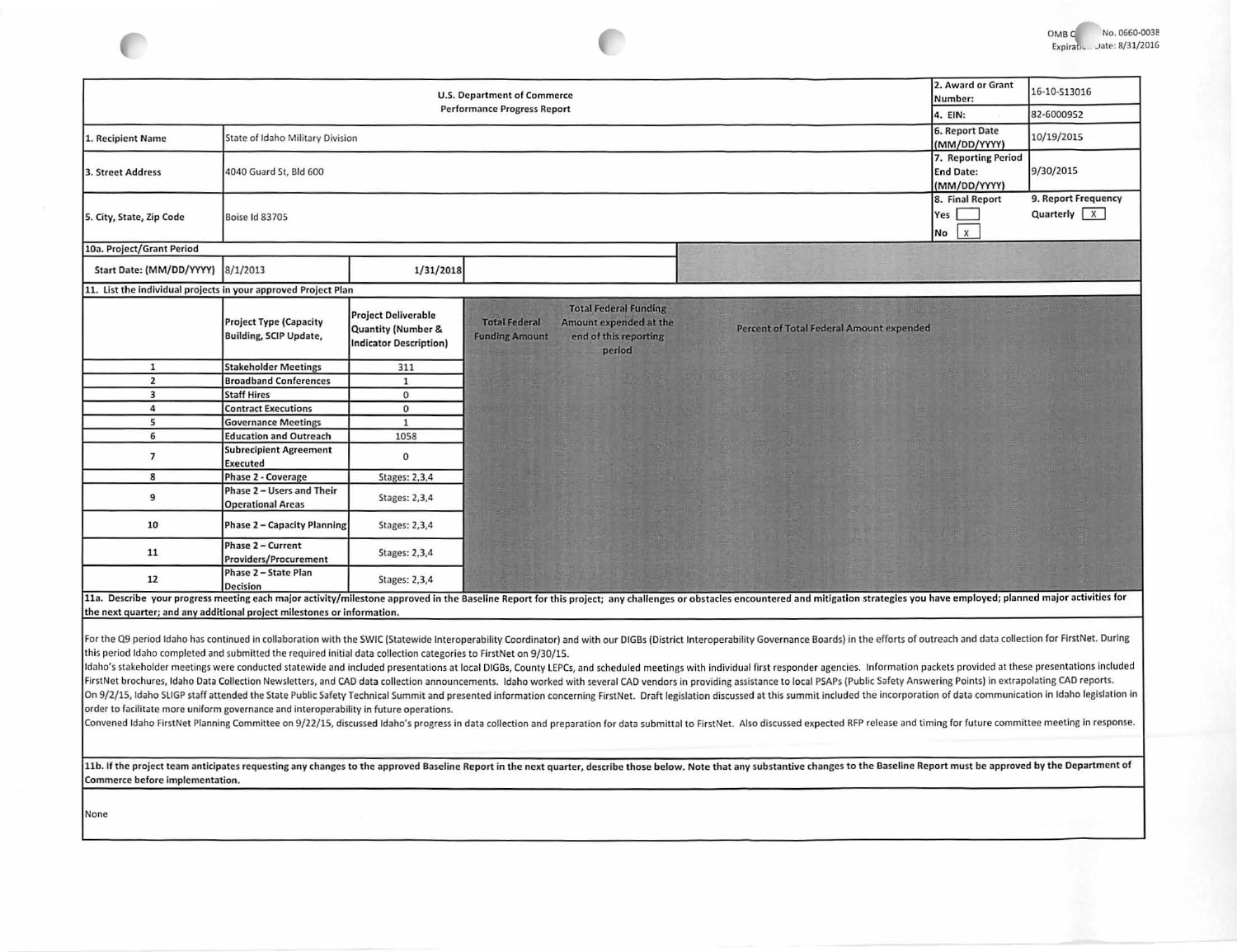OMB Control No. 0660-0038
Expiration Date: 8/31/2016

| U.S. Department of Commerce Performance Progress Report | | 2. Award or Grant Number: | 16-10-S13016 |
|---|---|---|---|
| | | 4. EIN: | 82-6000952 |
| 1. Recipient Name | State of Idaho Military Division | 6. Report Date (MM/DD/YYYY) | 10/19/2015 |
| 3. Street Address | 4040 Guard St, Bld 600 | 7. Reporting Period End Date: (MM/DD/YYYY) | 9/30/2015 |
| 5. City, State, Zip Code | Boise Id 83705 | 8. Final Report Yes [ ] No [X] | 9. Report Frequency Quarterly [X] |

**10a. Project/Grant Period**

| Start Date: (MM/DD/YYYY) | 8/1/2013 | 1/31/2018 |
|---|---|---|

**11. List the individual projects in your approved Project Plan**

| | Project Type (Capacity Building, SCIP Update, | Project Deliverable Quantity (Number & Indicator Description) | Total Federal Funding Amount | Total Federal Funding Amount expended at the end of this reporting period | Percent of Total Federal Amount expended |
|---|---|---|---|---|---|
| 1 | Stakeholder Meetings | 311 | | | |
| 2 | Broadband Conferences | 1 | | | |
| 3 | Staff Hires | 0 | | | |
| 4 | Contract Executions | 0 | | | |
| 5 | Governance Meetings | 1 | | | |
| 6 | Education and Outreach | 1058 | | | |
| 7 | Subrecipient Agreement Executed | 0 | | | |
| 8 | Phase 2 - Coverage | Stages: 2,3,4 | | | |
| 9 | Phase 2 – Users and Their Operational Areas | Stages: 2,3,4 | | | |
| 10 | Phase 2 – Capacity Planning | Stages: 2,3,4 | | | |
| 11 | Phase 2 – Current Providers/Procurement | Stages: 2,3,4 | | | |
| 12 | Phase 2 – State Plan Decision | Stages: 2,3,4 | | | |

**11a. Describe your progress meeting each major activity/milestone approved in the Baseline Report for this project; any challenges or obstacles encountered and mitigation strategies you have employed; planned major activities for the next quarter; and any additional project milestones or information.**

For the Q9 period Idaho has continued in collaboration with the SWIC (Statewide Interoperability Coordinator) and with our DIGBs (District Interoperability Governance Boards) in the efforts of outreach and data collection for FirstNet. During this period Idaho completed and submitted the required initial data collection categories to FirstNet on 9/30/15.

Idaho's stakeholder meetings were conducted statewide and included presentations at local DIGBs, County LEPCs, and scheduled meetings with individual first responder agencies. Information packets provided at these presentations included FirstNet brochures, Idaho Data Collection Newsletters, and CAD data collection announcements. Idaho worked with several CAD vendors in providing assistance to local PSAPs (Public Safety Answering Points) in extrapolating CAD reports.

On 9/2/15, Idaho SLIGP staff attended the State Public Safety Technical Summit and presented information concerning FirstNet. Draft legislation discussed at this summit included the incorporation of data communication in Idaho legislation in order to facilitate more uniform governance and interoperability in future operations.

Convened Idaho FirstNet Planning Committee on 9/22/15, discussed Idaho's progress in data collection and preparation for data submittal to FirstNet. Also discussed expected RFP release and timing for future committee meeting in response.

**11b. If the project team anticipates requesting any changes to the approved Baseline Report in the next quarter, describe those below. Note that any substantive changes to the Baseline Report must be approved by the Department of Commerce before implementation.**

None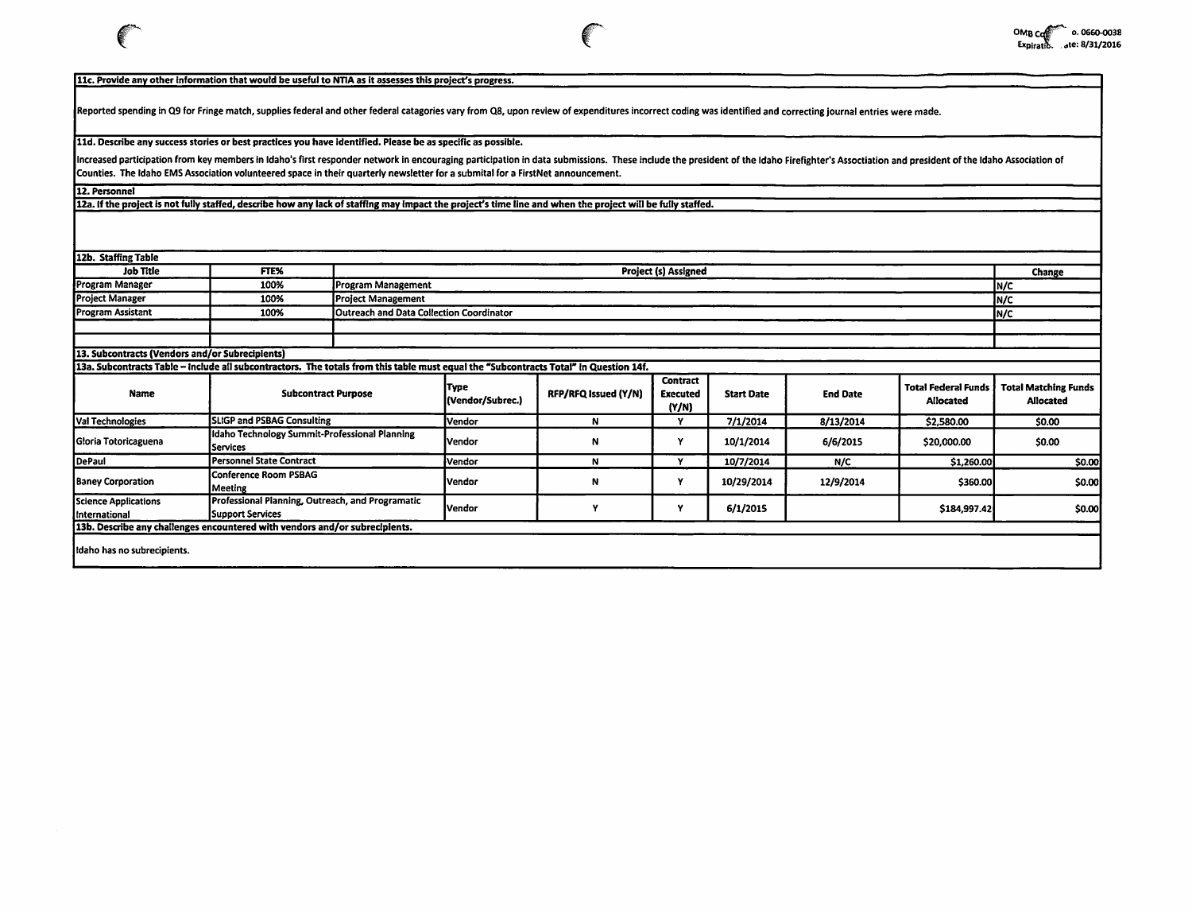**11c. Provide any other information that would be useful to NTIA as it assesses this project's progress.**

Reported spending in Q9 for Fringe match, supplies federal and other federal catagories vary from Q8, upon review of expenditures incorrect coding was identified and correcting journal entries were made.

**11d. Describe any success stories or best practices you have identified. Please be as specific as possible.**

Increased participation from key members in Idaho's first responder network in encouraging participation in data submissions. These include the president of the Idaho Firefighter's Assoctiation and president of the Idaho Association of Counties. The Idaho EMS Association volunteered space in their quarterly newsletter for a submital for a FirstNet announcement.

**12. Personnel**

**12a. If the project is not fully staffed, describe how any lack of staffing may impact the project's time line and when the project will be fully staffed.**

**12b. Staffing Table**

| Job Title | FTE% | Project (s) Assigned | Change |
|---|---|---|---|
| Program Manager | 100% | Program Management | N/C |
| Project Manager | 100% | Project Management | N/C |
| Program Assistant | 100% | Outreach and Data Collection Coordinator | N/C |
| | | | |
| | | | |

**13. Subcontracts (Vendors and/or Subrecipients)**

**13a. Subcontracts Table – Include all subcontractors. The totals from this table must equal the "Subcontracts Total" in Question 14f.**

| Name | Subcontract Purpose | Type (Vendor/Subrec.) | RFP/RFQ Issued (Y/N) | Contract Executed (Y/N) | Start Date | End Date | Total Federal Funds Allocated | Total Matching Funds Allocated |
|---|---|---|---|---|---|---|---|---|
| Val Technologies | SLIGP and PSBAG Consulting | Vendor | N | Y | 7/1/2014 | 8/13/2014 | $2,580.00 | $0.00 |
| Gloria Totoricaguena | Idaho Technology Summit-Professional Planning Services | Vendor | N | Y | 10/1/2014 | 6/6/2015 | $20,000.00 | $0.00 |
| DePaul | Personnel State Contract | Vendor | N | Y | 10/7/2014 | N/C | $1,260.00 | $0.00 |
| Baney Corporation | Conference Room PSBAG Meeting | Vendor | N | Y | 10/29/2014 | 12/9/2014 | $360.00 | $0.00 |
| Science Applications International | Professional Planning, Outreach, and Programatic Support Services | Vendor | Y | Y | 6/1/2015 | | $184,997.42 | $0.00 |

**13b. Describe any challenges encountered with vendors and/or subrecipients.**

Idaho has no subrecipients.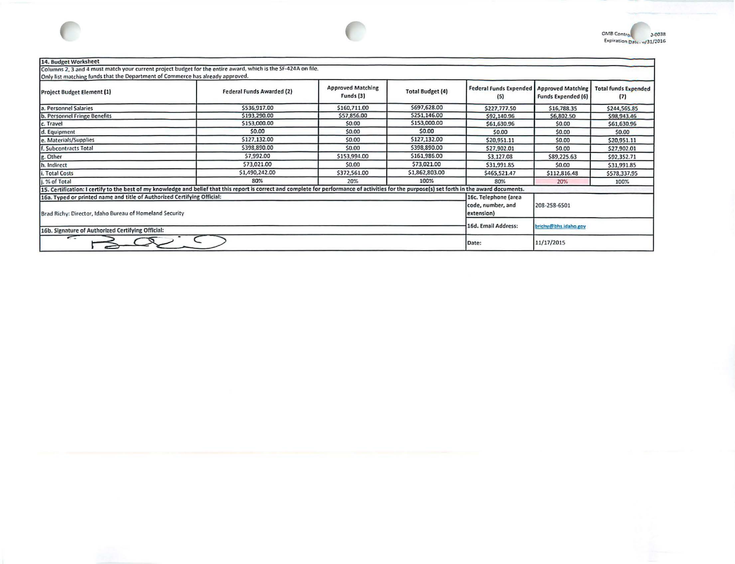OMB Control 0-0038
Expiration Date: 0/31/2016

| 14. Budget Worksheet | | | | | | |
|---|---|---|---|---|---|---|
| Columns 2, 3 and 4 must match your current project budget for the entire award, which is the SF-424A on file. Only list matching funds that the Department of Commerce has already approved. | | | | | | |
| Project Budget Element (1) | Federal Funds Awarded (2) | Approved Matching Funds (3) | Total Budget (4) | Federal Funds Expended (5) | Approved Matching Funds Expended (6) | Total funds Expended (7) |
| a. Personnel Salaries | $536,917.00 | $160,711.00 | $697,628.00 | $227,777.50 | $16,788.35 | $244,565.85 |
| b. Personnel Fringe Benefits | $193,290.00 | $57,856.00 | $251,146.00 | $92,140.96 | $6,802.50 | $98,943.46 |
| c. Travel | $153,000.00 | $0.00 | $153,000.00 | $61,630.96 | $0.00 | $61,630.96 |
| d. Equipment | $0.00 | $0.00 | $0.00 | $0.00 | $0.00 | $0.00 |
| e. Materials/Supplies | $127,132.00 | $0.00 | $127,132.00 | $20,951.11 | $0.00 | $20,951.11 |
| f. Subcontracts Total | $398,890.00 | $0.00 | $398,890.00 | $27,902.01 | $0.00 | $27,902.01 |
| g. Other | $7,992.00 | $153,994.00 | $161,986.00 | $3,127.08 | $89,225.63 | $92,352.71 |
| h. Indirect | $73,021.00 | $0.00 | $73,021.00 | $31,991.85 | $0.00 | $31,991.85 |
| i. Total Costs | $1,490,242.00 | $372,561.00 | $1,862,803.00 | $465,521.47 | $112,816.48 | $578,337.95 |
| j. % of Total | 80% | 20% | 100% | 80% | 20% | 100% |

15. Certification: I certify to the best of my knowledge and belief that this report is correct and complete for performance of activities for the purpose(s) set forth in the award documents.

| | | |
|---|---|---|
| 16a. Typed or printed name and title of Authorized Certifying Official: Brad Richy: Director, Idaho Bureau of Homeland Security | 16c. Telephone (area code, number, and extension) | 208-258-6501 |
| 16b. Signature of Authorized Certifying Official: | 16d. Email Address: | brichy@bhs.idaho.gov |
| [signature] | Date: | 11/17/2015 |